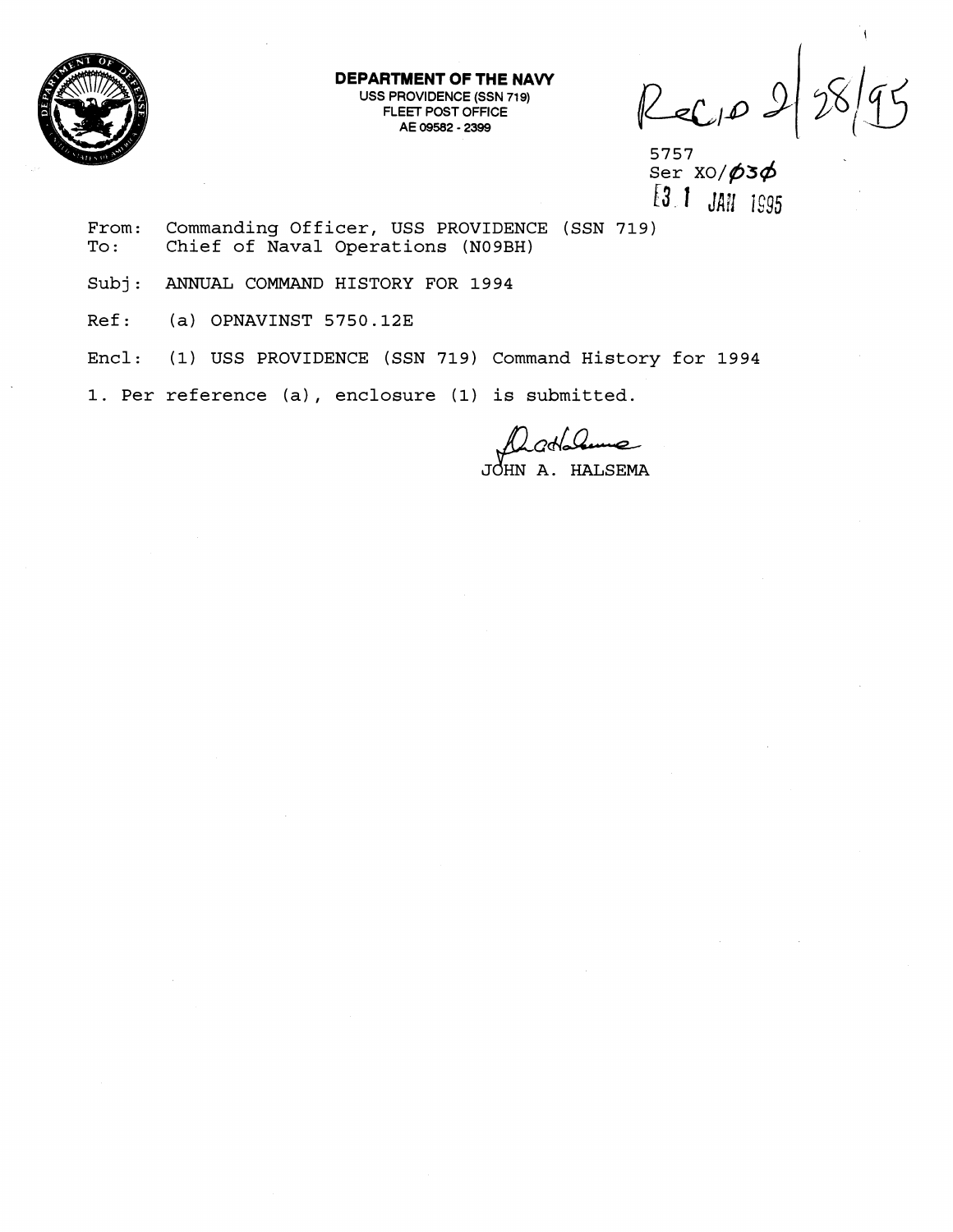**DEPARTMENT OF THE NAVY**
USS PROVIDENCE (SSN 719)
FLEET POST OFFICE
AE 09582 - 2399

Rec'd 2/28/95

5757
Ser XO/030
31 JAN 1995

From: Commanding Officer, USS PROVIDENCE (SSN 719)
To: Chief of Naval Operations (N09BH)

Subj: ANNUAL COMMAND HISTORY FOR 1994

Ref: (a) OPNAVINST 5750.12E

Encl: (1) USS PROVIDENCE (SSN 719) Command History for 1994

1. Per reference (a), enclosure (1) is submitted.

JOHN A. HALSEMA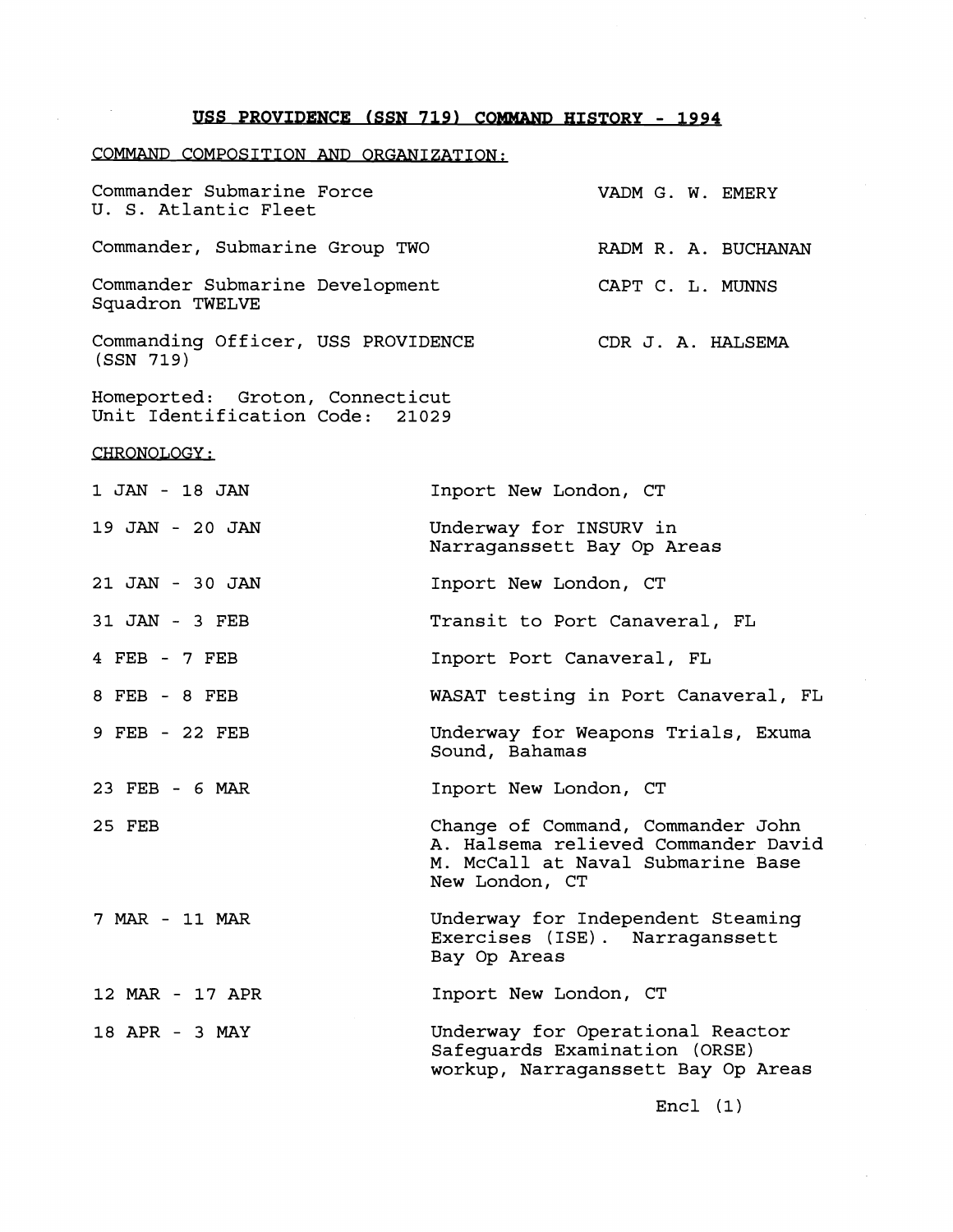**USS PROVIDENCE (SSN 719) COMMAND HISTORY - 1994**

COMMAND COMPOSITION AND ORGANIZATION:

| | |
|---|---|
| Commander Submarine Force U. S. Atlantic Fleet | VADM G. W. EMERY |
| Commander, Submarine Group TWO | RADM R. A. BUCHANAN |
| Commander Submarine Development Squadron TWELVE | CAPT C. L. MUNNS |
| Commanding Officer, USS PROVIDENCE (SSN 719) | CDR J. A. HALSEMA |

Homeported: Groton, Connecticut
Unit Identification Code: 21029

CHRONOLOGY:

| | |
|---|---|
| 1 JAN - 18 JAN | Inport New London, CT |
| 19 JAN - 20 JAN | Underway for INSURV in Narragansett Bay Op Areas |
| 21 JAN - 30 JAN | Inport New London, CT |
| 31 JAN - 3 FEB | Transit to Port Canaveral, FL |
| 4 FEB - 7 FEB | Inport Port Canaveral, FL |
| 8 FEB - 8 FEB | WASAT testing in Port Canaveral, FL |
| 9 FEB - 22 FEB | Underway for Weapons Trials, Exuma Sound, Bahamas |
| 23 FEB - 6 MAR | Inport New London, CT |
| 25 FEB | Change of Command, Commander John A. Halsema relieved Commander David M. McCall at Naval Submarine Base New London, CT |
| 7 MAR - 11 MAR | Underway for Independent Steaming Exercises (ISE). Narragansett Bay Op Areas |
| 12 MAR - 17 APR | Inport New London, CT |
| 18 APR - 3 MAY | Underway for Operational Reactor Safeguards Examination (ORSE) workup, Narragansett Bay Op Areas |

Encl (1)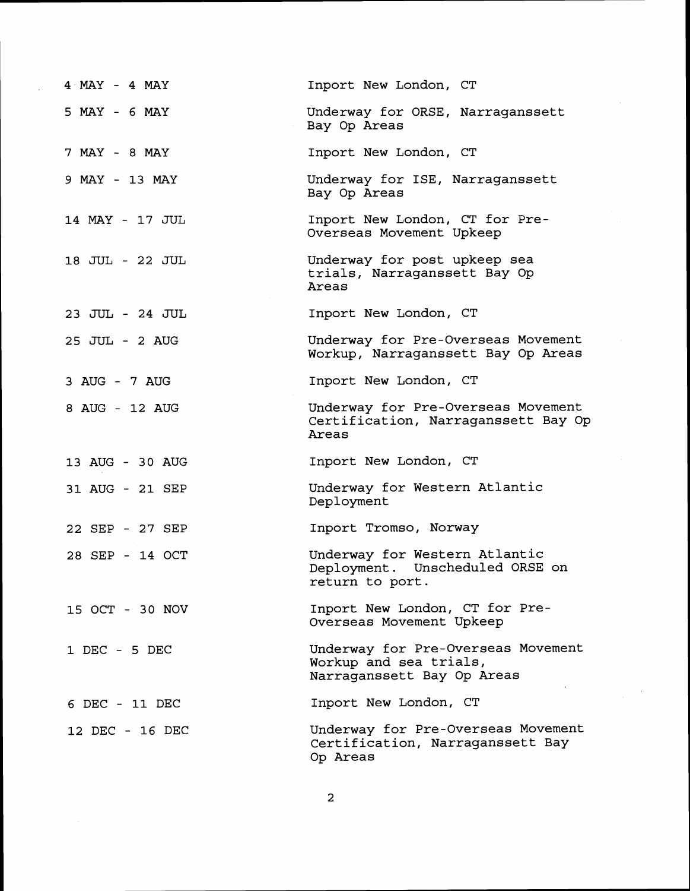| | |
|---|---|
| 4 MAY - 4 MAY | Inport New London, CT |
| 5 MAY - 6 MAY | Underway for ORSE, Narragansett Bay Op Areas |
| 7 MAY - 8 MAY | Inport New London, CT |
| 9 MAY - 13 MAY | Underway for ISE, Narragansett Bay Op Areas |
| 14 MAY - 17 JUL | Inport New London, CT for Pre-Overseas Movement Upkeep |
| 18 JUL - 22 JUL | Underway for post upkeep sea trials, Narragansett Bay Op Areas |
| 23 JUL - 24 JUL | Inport New London, CT |
| 25 JUL - 2 AUG | Underway for Pre-Overseas Movement Workup, Narragansett Bay Op Areas |
| 3 AUG - 7 AUG | Inport New London, CT |
| 8 AUG - 12 AUG | Underway for Pre-Overseas Movement Certification, Narragansett Bay Op Areas |
| 13 AUG - 30 AUG | Inport New London, CT |
| 31 AUG - 21 SEP | Underway for Western Atlantic Deployment |
| 22 SEP - 27 SEP | Inport Tromso, Norway |
| 28 SEP - 14 OCT | Underway for Western Atlantic Deployment. Unscheduled ORSE on return to port. |
| 15 OCT - 30 NOV | Inport New London, CT for Pre-Overseas Movement Upkeep |
| 1 DEC - 5 DEC | Underway for Pre-Overseas Movement Workup and sea trials, Narragansett Bay Op Areas |
| 6 DEC - 11 DEC | Inport New London, CT |
| 12 DEC - 16 DEC | Underway for Pre-Overseas Movement Certification, Narragansett Bay Op Areas |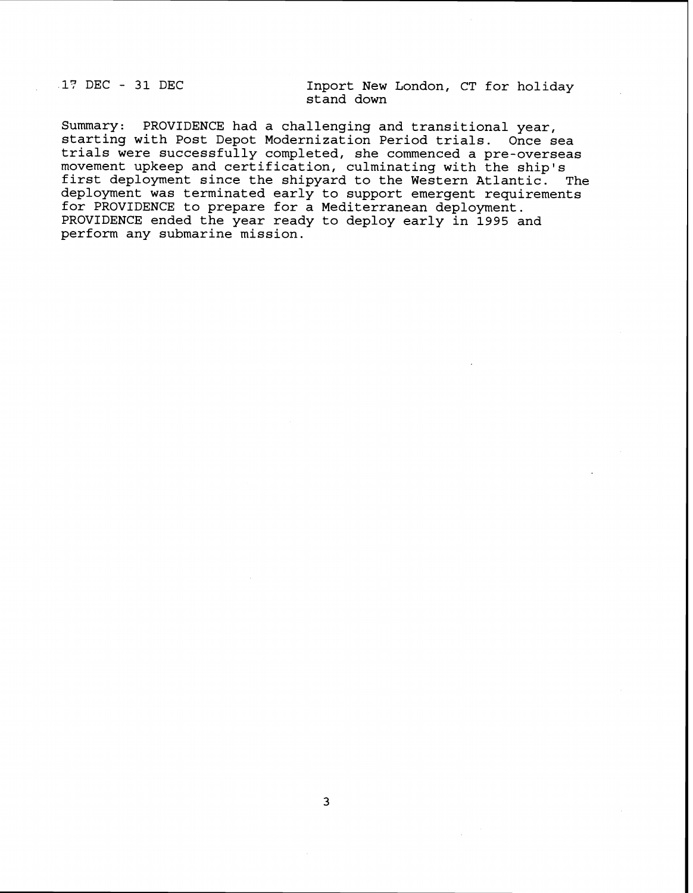17 DEC - 31 DEC Inport New London, CT for holiday stand down

Summary: PROVIDENCE had a challenging and transitional year, starting with Post Depot Modernization Period trials. Once sea trials were successfully completed, she commenced a pre-overseas movement upkeep and certification, culminating with the ship's first deployment since the shipyard to the Western Atlantic. The deployment was terminated early to support emergent requirements for PROVIDENCE to prepare for a Mediterranean deployment. PROVIDENCE ended the year ready to deploy early in 1995 and perform any submarine mission.